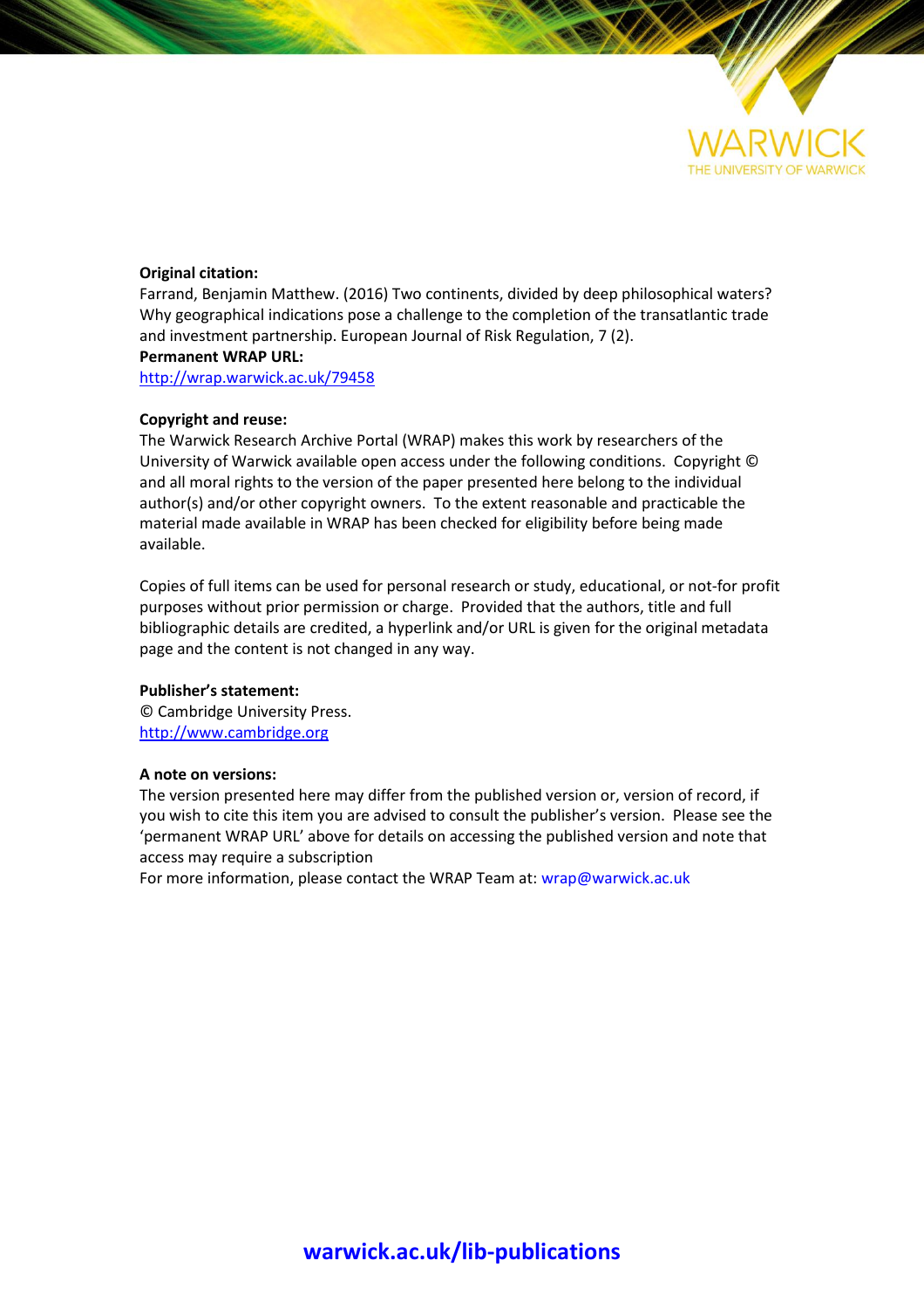WARWICK

THE UNIVERSITY OF WARWICK

**Original citation:**
Farrand, Benjamin Matthew. (2016) Two continents, divided by deep philosophical waters? Why geographical indications pose a challenge to the completion of the transatlantic trade and investment partnership. European Journal of Risk Regulation, 7 (2).

**Permanent WRAP URL:**
http://wrap.warwick.ac.uk/79458

**Copyright and reuse:**
The Warwick Research Archive Portal (WRAP) makes this work by researchers of the University of Warwick available open access under the following conditions. Copyright © and all moral rights to the version of the paper presented here belong to the individual author(s) and/or other copyright owners. To the extent reasonable and practicable the material made available in WRAP has been checked for eligibility before being made available.

Copies of full items can be used for personal research or study, educational, or not-for profit purposes without prior permission or charge. Provided that the authors, title and full bibliographic details are credited, a hyperlink and/or URL is given for the original metadata page and the content is not changed in any way.

**Publisher's statement:**
© Cambridge University Press.
http://www.cambridge.org

**A note on versions:**
The version presented here may differ from the published version or, version of record, if you wish to cite this item you are advised to consult the publisher's version. Please see the 'permanent WRAP URL' above for details on accessing the published version and note that access may require a subscription
For more information, please contact the WRAP Team at: wrap@warwick.ac.uk

warwick.ac.uk/lib-publications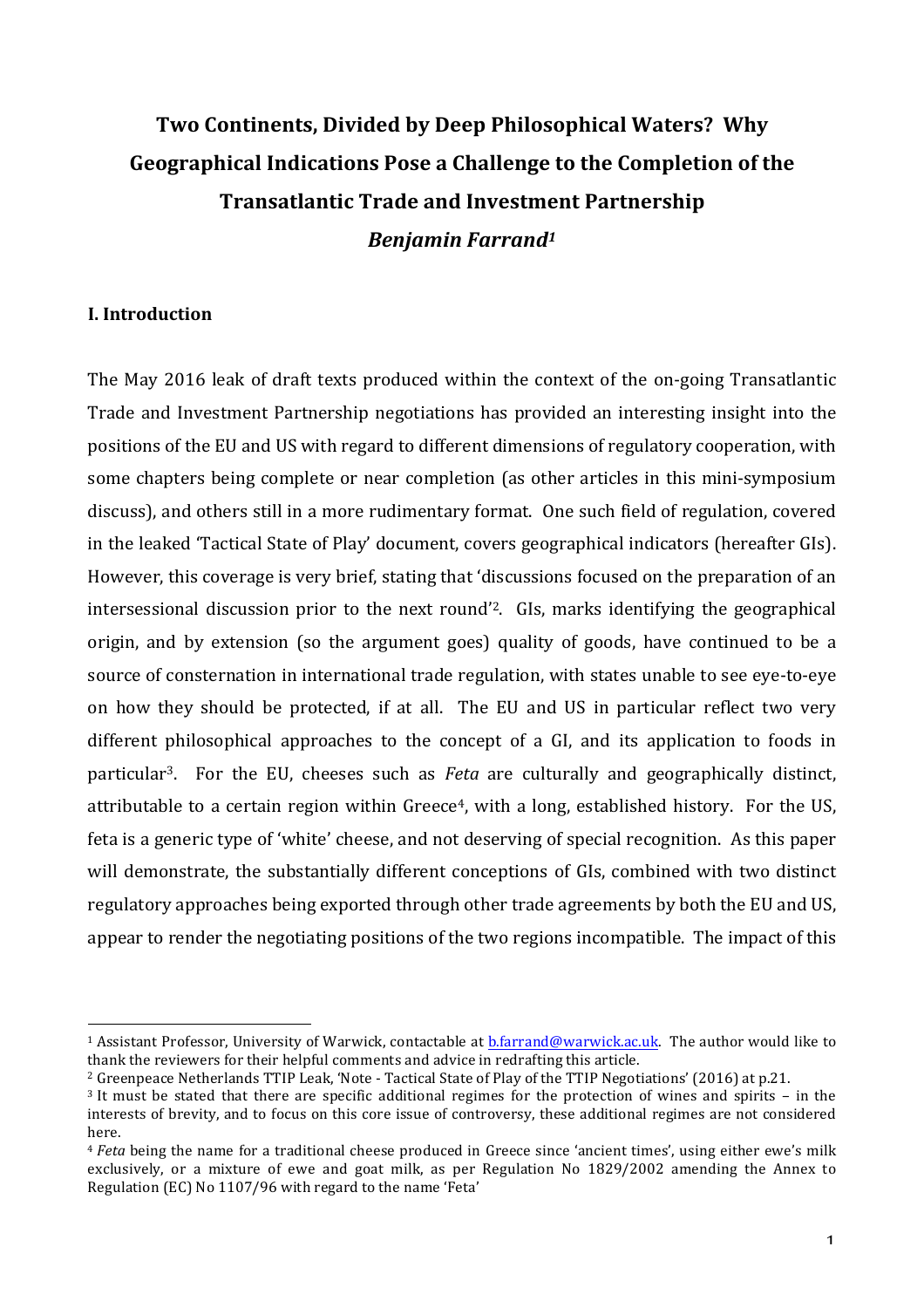# Two Continents, Divided by Deep Philosophical Waters? Why Geographical Indications Pose a Challenge to the Completion of the Transatlantic Trade and Investment Partnership

***Benjamin Farrand[1]***

## I. Introduction

The May 2016 leak of draft texts produced within the context of the on-going Transatlantic Trade and Investment Partnership negotiations has provided an interesting insight into the positions of the EU and US with regard to different dimensions of regulatory cooperation, with some chapters being complete or near completion (as other articles in this mini-symposium discuss), and others still in a more rudimentary format. One such field of regulation, covered in the leaked 'Tactical State of Play' document, covers geographical indicators (hereafter GIs). However, this coverage is very brief, stating that 'discussions focused on the preparation of an intersessional discussion prior to the next round'[2]. GIs, marks identifying the geographical origin, and by extension (so the argument goes) quality of goods, have continued to be a source of consternation in international trade regulation, with states unable to see eye-to-eye on how they should be protected, if at all. The EU and US in particular reflect two very different philosophical approaches to the concept of a GI, and its application to foods in particular[3]. For the EU, cheeses such as *Feta* are culturally and geographically distinct, attributable to a certain region within Greece[4], with a long, established history. For the US, feta is a generic type of 'white' cheese, and not deserving of special recognition. As this paper will demonstrate, the substantially different conceptions of GIs, combined with two distinct regulatory approaches being exported through other trade agreements by both the EU and US, appear to render the negotiating positions of the two regions incompatible. The impact of this

---

[1] Assistant Professor, University of Warwick, contactable at b.farrand@warwick.ac.uk. The author would like to thank the reviewers for their helpful comments and advice in redrafting this article.

[2] Greenpeace Netherlands TTIP Leak, 'Note - Tactical State of Play of the TTIP Negotiations' (2016) at p.21.

[3] It must be stated that there are specific additional regimes for the protection of wines and spirits – in the interests of brevity, and to focus on this core issue of controversy, these additional regimes are not considered here.

[4] *Feta* being the name for a traditional cheese produced in Greece since 'ancient times', using either ewe's milk exclusively, or a mixture of ewe and goat milk, as per Regulation No 1829/2002 amending the Annex to Regulation (EC) No 1107/96 with regard to the name 'Feta'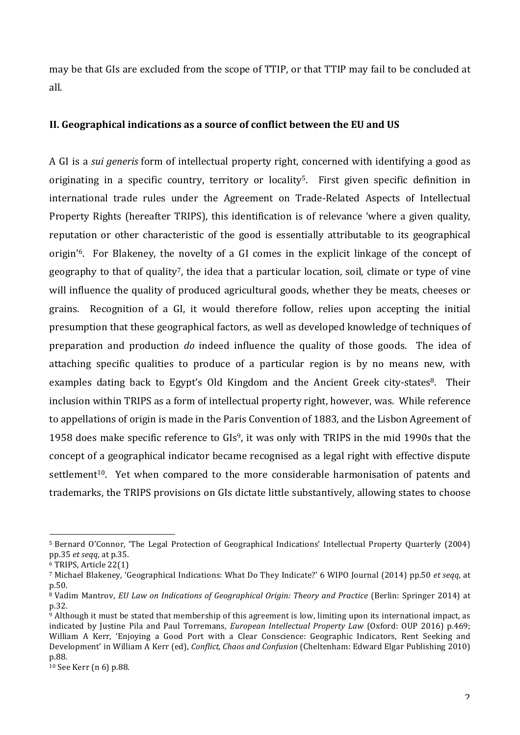may be that GIs are excluded from the scope of TTIP, or that TTIP may fail to be concluded at all.

## II. Geographical indications as a source of conflict between the EU and US

A GI is a *sui generis* form of intellectual property right, concerned with identifying a good as originating in a specific country, territory or locality[5]. First given specific definition in international trade rules under the Agreement on Trade-Related Aspects of Intellectual Property Rights (hereafter TRIPS), this identification is of relevance 'where a given quality, reputation or other characteristic of the good is essentially attributable to its geographical origin'[6]. For Blakeney, the novelty of a GI comes in the explicit linkage of the concept of geography to that of quality[7], the idea that a particular location, soil, climate or type of vine will influence the quality of produced agricultural goods, whether they be meats, cheeses or grains. Recognition of a GI, it would therefore follow, relies upon accepting the initial presumption that these geographical factors, as well as developed knowledge of techniques of preparation and production *do* indeed influence the quality of those goods. The idea of attaching specific qualities to produce of a particular region is by no means new, with examples dating back to Egypt's Old Kingdom and the Ancient Greek city-states[8]. Their inclusion within TRIPS as a form of intellectual property right, however, was. While reference to appellations of origin is made in the Paris Convention of 1883, and the Lisbon Agreement of 1958 does make specific reference to GIs[9], it was only with TRIPS in the mid 1990s that the concept of a geographical indicator became recognised as a legal right with effective dispute settlement[10]. Yet when compared to the more considerable harmonisation of patents and trademarks, the TRIPS provisions on GIs dictate little substantively, allowing states to choose

---

[5] Bernard O'Connor, 'The Legal Protection of Geographical Indications' Intellectual Property Quarterly (2004) pp.35 *et seqq*, at p.35.

[6] TRIPS, Article 22(1)

[7] Michael Blakeney, 'Geographical Indications: What Do They Indicate?' 6 WIPO Journal (2014) pp.50 *et seqq*, at p.50.

[8] Vadim Mantrov, *EU Law on Indications of Geographical Origin: Theory and Practice* (Berlin: Springer 2014) at p.32.

[9] Although it must be stated that membership of this agreement is low, limiting upon its international impact, as indicated by Justine Pila and Paul Torremans, *European Intellectual Property Law* (Oxford: OUP 2016) p.469; William A Kerr, 'Enjoying a Good Port with a Clear Conscience: Geographic Indicators, Rent Seeking and Development' in William A Kerr (ed), *Conflict, Chaos and Confusion* (Cheltenham: Edward Elgar Publishing 2010) p.88.

[10] See Kerr (n 6) p.88.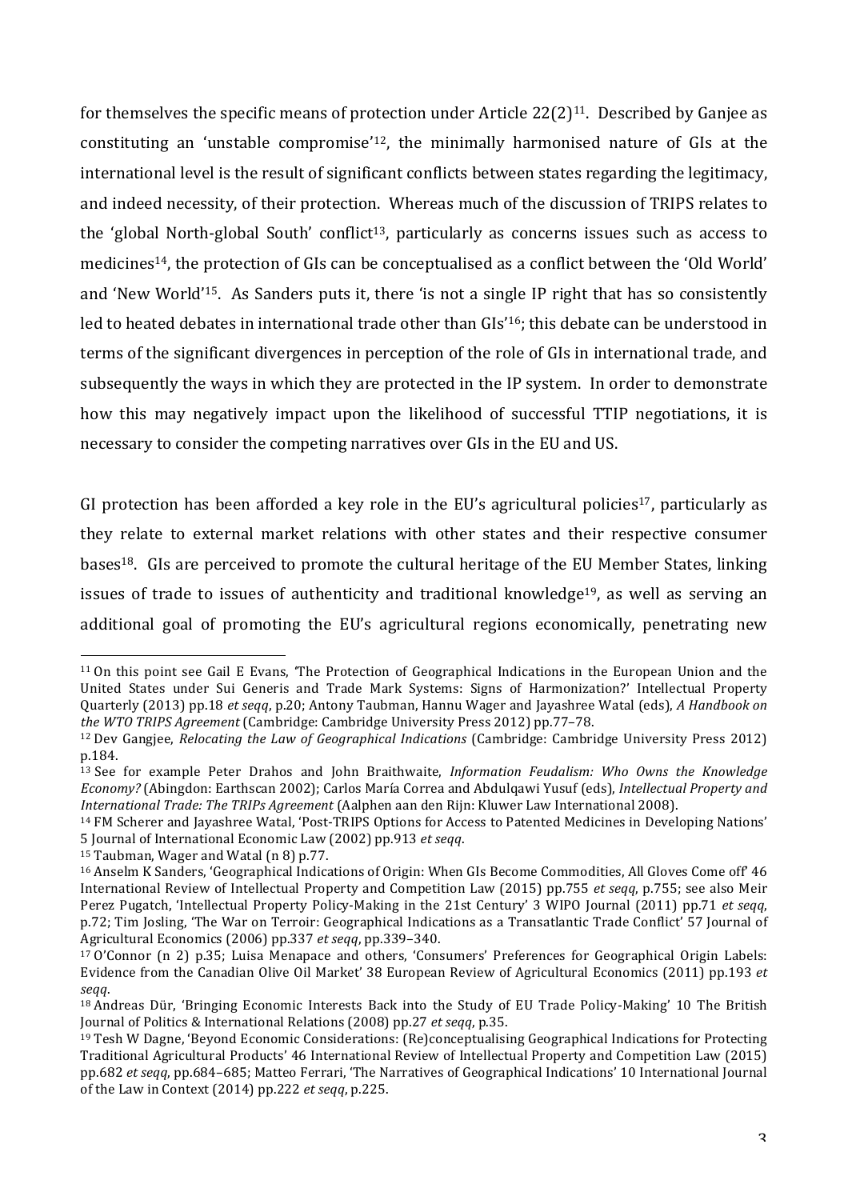for themselves the specific means of protection under Article 22(2)[11]. Described by Ganjee as constituting an 'unstable compromise'[12], the minimally harmonised nature of GIs at the international level is the result of significant conflicts between states regarding the legitimacy, and indeed necessity, of their protection. Whereas much of the discussion of TRIPS relates to the 'global North-global South' conflict[13], particularly as concerns issues such as access to medicines[14], the protection of GIs can be conceptualised as a conflict between the 'Old World' and 'New World'[15]. As Sanders puts it, there 'is not a single IP right that has so consistently led to heated debates in international trade other than GIs'[16]; this debate can be understood in terms of the significant divergences in perception of the role of GIs in international trade, and subsequently the ways in which they are protected in the IP system. In order to demonstrate how this may negatively impact upon the likelihood of successful TTIP negotiations, it is necessary to consider the competing narratives over GIs in the EU and US.

GI protection has been afforded a key role in the EU's agricultural policies[17], particularly as they relate to external market relations with other states and their respective consumer bases[18]. GIs are perceived to promote the cultural heritage of the EU Member States, linking issues of trade to issues of authenticity and traditional knowledge[19], as well as serving an additional goal of promoting the EU's agricultural regions economically, penetrating new

---

[11] On this point see Gail E Evans, 'The Protection of Geographical Indications in the European Union and the United States under Sui Generis and Trade Mark Systems: Signs of Harmonization?' Intellectual Property Quarterly (2013) pp.18 *et seqq*, p.20; Antony Taubman, Hannu Wager and Jayashree Watal (eds), *A Handbook on the WTO TRIPS Agreement* (Cambridge: Cambridge University Press 2012) pp.77–78.

[12] Dev Gangjee, *Relocating the Law of Geographical Indications* (Cambridge: Cambridge University Press 2012) p.184.

[13] See for example Peter Drahos and John Braithwaite, *Information Feudalism: Who Owns the Knowledge Economy?* (Abingdon: Earthscan 2002); Carlos María Correa and Abdulqawi Yusuf (eds), *Intellectual Property and International Trade: The TRIPs Agreement* (Aalphen aan den Rijn: Kluwer Law International 2008).

[14] FM Scherer and Jayashree Watal, 'Post-TRIPS Options for Access to Patented Medicines in Developing Nations' 5 Journal of International Economic Law (2002) pp.913 *et seqq*.

[15] Taubman, Wager and Watal (n 8) p.77.

[16] Anselm K Sanders, 'Geographical Indications of Origin: When GIs Become Commodities, All Gloves Come off' 46 International Review of Intellectual Property and Competition Law (2015) pp.755 *et seqq*, p.755; see also Meir Perez Pugatch, 'Intellectual Property Policy-Making in the 21st Century' 3 WIPO Journal (2011) pp.71 *et seqq*, p.72; Tim Josling, 'The War on Terroir: Geographical Indications as a Transatlantic Trade Conflict' 57 Journal of Agricultural Economics (2006) pp.337 *et seqq*, pp.339–340.

[17] O'Connor (n 2) p.35; Luisa Menapace and others, 'Consumers' Preferences for Geographical Origin Labels: Evidence from the Canadian Olive Oil Market' 38 European Review of Agricultural Economics (2011) pp.193 *et seqq*.

[18] Andreas Dür, 'Bringing Economic Interests Back into the Study of EU Trade Policy-Making' 10 The British Journal of Politics & International Relations (2008) pp.27 *et seqq*, p.35.

[19] Tesh W Dagne, 'Beyond Economic Considerations: (Re)conceptualising Geographical Indications for Protecting Traditional Agricultural Products' 46 International Review of Intellectual Property and Competition Law (2015) pp.682 *et seqq*, pp.684–685; Matteo Ferrari, 'The Narratives of Geographical Indications' 10 International Journal of the Law in Context (2014) pp.222 *et seqq*, p.225.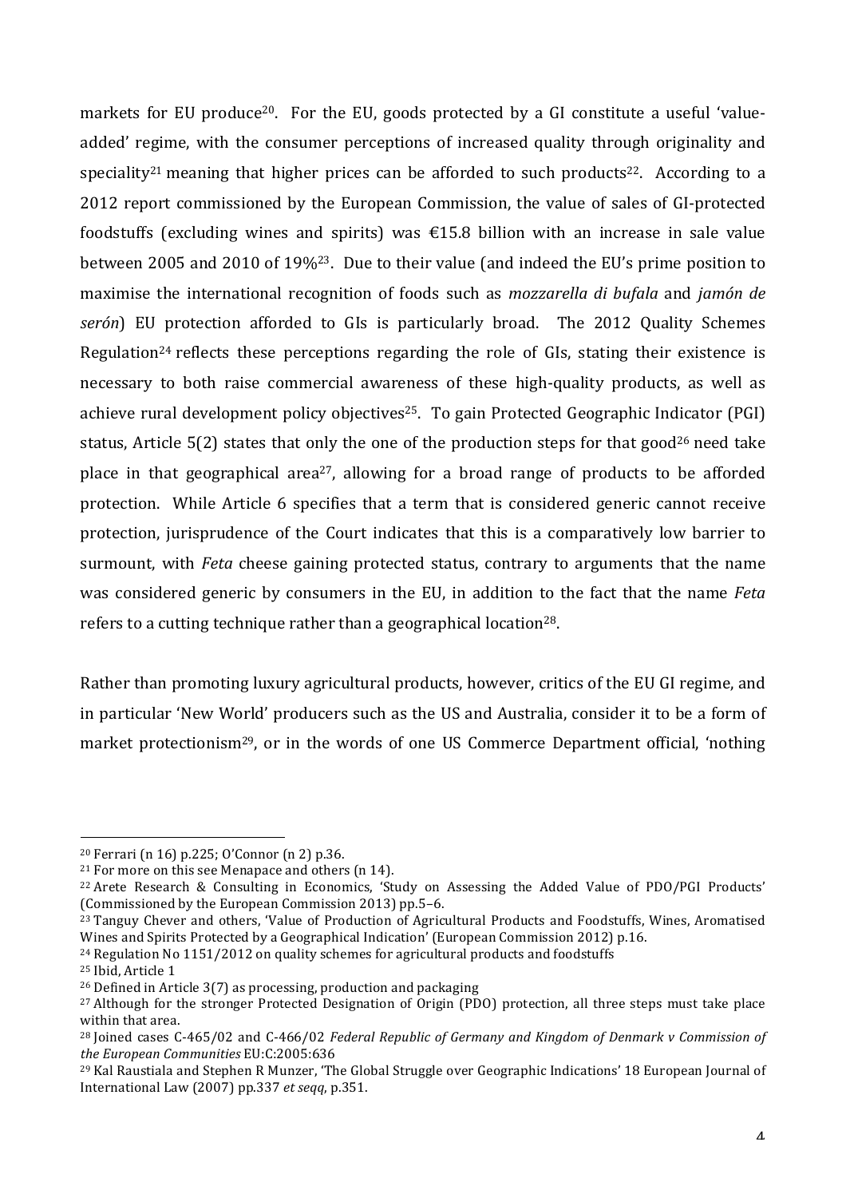markets for EU produce[20]. For the EU, goods protected by a GI constitute a useful 'value-added' regime, with the consumer perceptions of increased quality through originality and speciality[21] meaning that higher prices can be afforded to such products[22]. According to a 2012 report commissioned by the European Commission, the value of sales of GI-protected foodstuffs (excluding wines and spirits) was €15.8 billion with an increase in sale value between 2005 and 2010 of 19%[23]. Due to their value (and indeed the EU's prime position to maximise the international recognition of foods such as *mozzarella di bufala* and *jamón de serón*) EU protection afforded to GIs is particularly broad. The 2012 Quality Schemes Regulation[24] reflects these perceptions regarding the role of GIs, stating their existence is necessary to both raise commercial awareness of these high-quality products, as well as achieve rural development policy objectives[25]. To gain Protected Geographic Indicator (PGI) status, Article 5(2) states that only the one of the production steps for that good[26] need take place in that geographical area[27], allowing for a broad range of products to be afforded protection. While Article 6 specifies that a term that is considered generic cannot receive protection, jurisprudence of the Court indicates that this is a comparatively low barrier to surmount, with *Feta* cheese gaining protected status, contrary to arguments that the name was considered generic by consumers in the EU, in addition to the fact that the name *Feta* refers to a cutting technique rather than a geographical location[28].

Rather than promoting luxury agricultural products, however, critics of the EU GI regime, and in particular 'New World' producers such as the US and Australia, consider it to be a form of market protectionism[29], or in the words of one US Commerce Department official, 'nothing

---

[20] Ferrari (n 16) p.225; O'Connor (n 2) p.36.

[21] For more on this see Menapace and others (n 14).

[22] Arete Research & Consulting in Economics, 'Study on Assessing the Added Value of PDO/PGI Products' (Commissioned by the European Commission 2013) pp.5–6.

[23] Tanguy Chever and others, 'Value of Production of Agricultural Products and Foodstuffs, Wines, Aromatised Wines and Spirits Protected by a Geographical Indication' (European Commission 2012) p.16.

[24] Regulation No 1151/2012 on quality schemes for agricultural products and foodstuffs

[25] Ibid, Article 1

[26] Defined in Article 3(7) as processing, production and packaging

[27] Although for the stronger Protected Designation of Origin (PDO) protection, all three steps must take place within that area.

[28] Joined cases C-465/02 and C-466/02 *Federal Republic of Germany and Kingdom of Denmark v Commission of the European Communities* EU:C:2005:636

[29] Kal Raustiala and Stephen R Munzer, 'The Global Struggle over Geographic Indications' 18 European Journal of International Law (2007) pp.337 *et seqq*, p.351.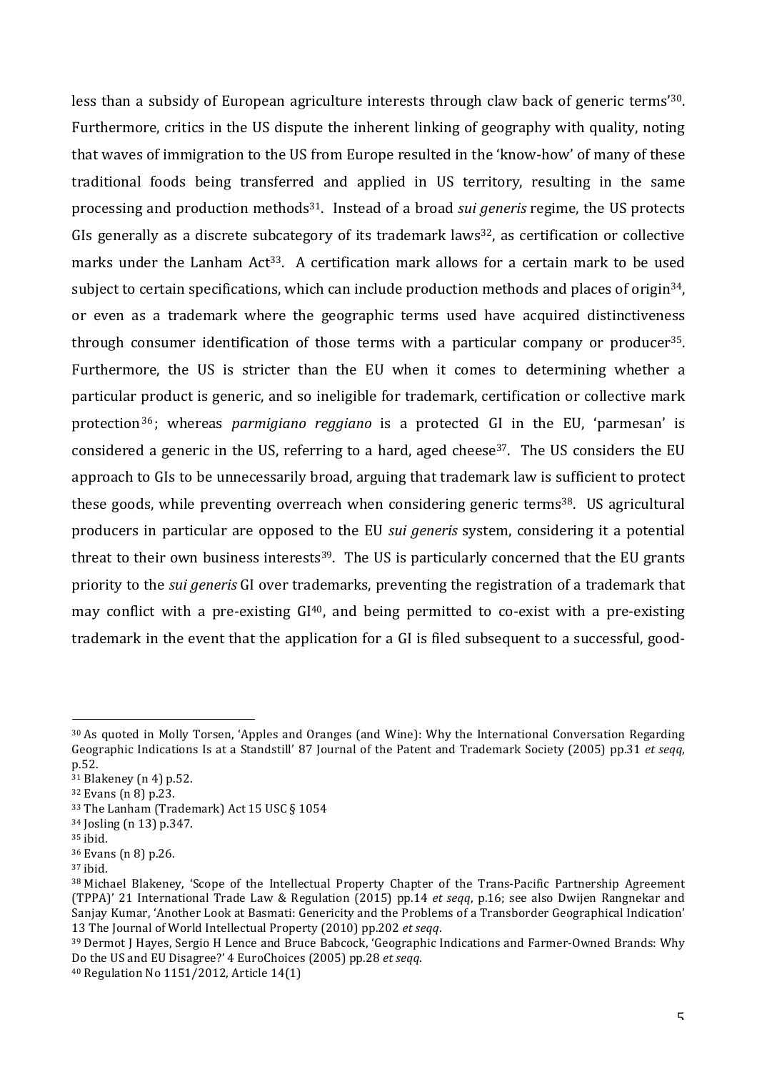less than a subsidy of European agriculture interests through claw back of generic terms'[30]. Furthermore, critics in the US dispute the inherent linking of geography with quality, noting that waves of immigration to the US from Europe resulted in the 'know-how' of many of these traditional foods being transferred and applied in US territory, resulting in the same processing and production methods[31]. Instead of a broad *sui generis* regime, the US protects GIs generally as a discrete subcategory of its trademark laws[32], as certification or collective marks under the Lanham Act[33]. A certification mark allows for a certain mark to be used subject to certain specifications, which can include production methods and places of origin[34], or even as a trademark where the geographic terms used have acquired distinctiveness through consumer identification of those terms with a particular company or producer[35]. Furthermore, the US is stricter than the EU when it comes to determining whether a particular product is generic, and so ineligible for trademark, certification or collective mark protection[36]; whereas *parmigiano reggiano* is a protected GI in the EU, 'parmesan' is considered a generic in the US, referring to a hard, aged cheese[37]. The US considers the EU approach to GIs to be unnecessarily broad, arguing that trademark law is sufficient to protect these goods, while preventing overreach when considering generic terms[38]. US agricultural producers in particular are opposed to the EU *sui generis* system, considering it a potential threat to their own business interests[39]. The US is particularly concerned that the EU grants priority to the *sui generis* GI over trademarks, preventing the registration of a trademark that may conflict with a pre-existing GI[40], and being permitted to co-exist with a pre-existing trademark in the event that the application for a GI is filed subsequent to a successful, good-

---

[30] As quoted in Molly Torsen, 'Apples and Oranges (and Wine): Why the International Conversation Regarding Geographic Indications Is at a Standstill' 87 Journal of the Patent and Trademark Society (2005) pp.31 *et seqq*, p.52.

[31] Blakeney (n 4) p.52.

[32] Evans (n 8) p.23.

[33] The Lanham (Trademark) Act 15 USC § 1054

[34] Josling (n 13) p.347.

[35] ibid.

[36] Evans (n 8) p.26.

[37] ibid.

[38] Michael Blakeney, 'Scope of the Intellectual Property Chapter of the Trans-Pacific Partnership Agreement (TPPA)' 21 International Trade Law & Regulation (2015) pp.14 *et seqq*, p.16; see also Dwijen Rangnekar and Sanjay Kumar, 'Another Look at Basmati: Genericity and the Problems of a Transborder Geographical Indication' 13 The Journal of World Intellectual Property (2010) pp.202 *et seqq*.

[39] Dermot J Hayes, Sergio H Lence and Bruce Babcock, 'Geographic Indications and Farmer-Owned Brands: Why Do the US and EU Disagree?' 4 EuroChoices (2005) pp.28 *et seqq*.

[40] Regulation No 1151/2012, Article 14(1)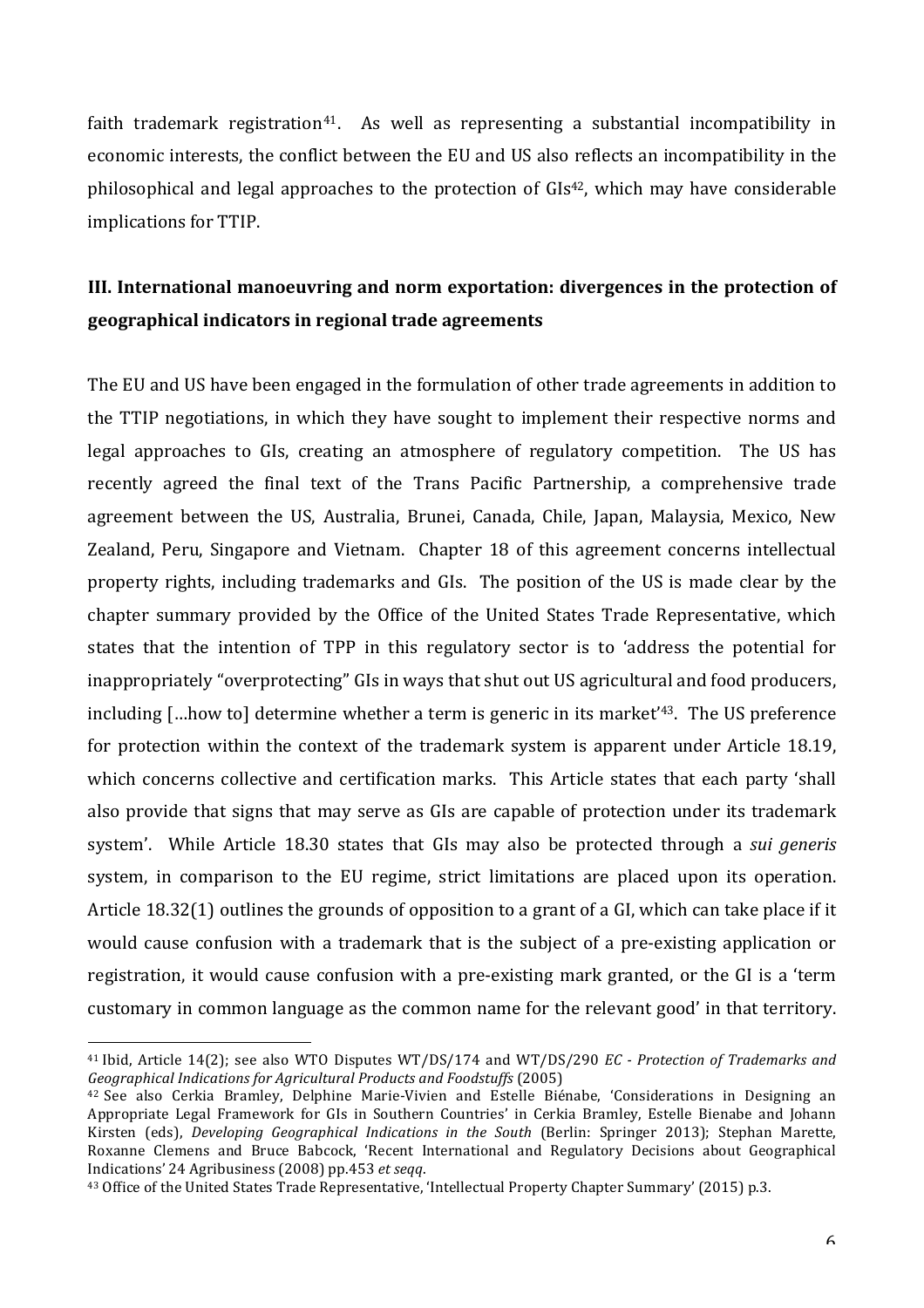faith trademark registration[41]. As well as representing a substantial incompatibility in economic interests, the conflict between the EU and US also reflects an incompatibility in the philosophical and legal approaches to the protection of GIs[42], which may have considerable implications for TTIP.

## III. International manoeuvring and norm exportation: divergences in the protection of geographical indicators in regional trade agreements

The EU and US have been engaged in the formulation of other trade agreements in addition to the TTIP negotiations, in which they have sought to implement their respective norms and legal approaches to GIs, creating an atmosphere of regulatory competition. The US has recently agreed the final text of the Trans Pacific Partnership, a comprehensive trade agreement between the US, Australia, Brunei, Canada, Chile, Japan, Malaysia, Mexico, New Zealand, Peru, Singapore and Vietnam. Chapter 18 of this agreement concerns intellectual property rights, including trademarks and GIs. The position of the US is made clear by the chapter summary provided by the Office of the United States Trade Representative, which states that the intention of TPP in this regulatory sector is to 'address the potential for inappropriately "overprotecting" GIs in ways that shut out US agricultural and food producers, including […how to] determine whether a term is generic in its market'[43]. The US preference for protection within the context of the trademark system is apparent under Article 18.19, which concerns collective and certification marks. This Article states that each party 'shall also provide that signs that may serve as GIs are capable of protection under its trademark system'. While Article 18.30 states that GIs may also be protected through a *sui generis* system, in comparison to the EU regime, strict limitations are placed upon its operation. Article 18.32(1) outlines the grounds of opposition to a grant of a GI, which can take place if it would cause confusion with a trademark that is the subject of a pre-existing application or registration, it would cause confusion with a pre-existing mark granted, or the GI is a 'term customary in common language as the common name for the relevant good' in that territory.

---

[41] Ibid, Article 14(2); see also WTO Disputes WT/DS/174 and WT/DS/290 *EC - Protection of Trademarks and Geographical Indications for Agricultural Products and Foodstuffs* (2005)

[42] See also Cerkia Bramley, Delphine Marie-Vivien and Estelle Biénabe, 'Considerations in Designing an Appropriate Legal Framework for GIs in Southern Countries' in Cerkia Bramley, Estelle Bienabe and Johann Kirsten (eds), *Developing Geographical Indications in the South* (Berlin: Springer 2013); Stephan Marette, Roxanne Clemens and Bruce Babcock, 'Recent International and Regulatory Decisions about Geographical Indications' 24 Agribusiness (2008) pp.453 *et seqq*.

[43] Office of the United States Trade Representative, 'Intellectual Property Chapter Summary' (2015) p.3.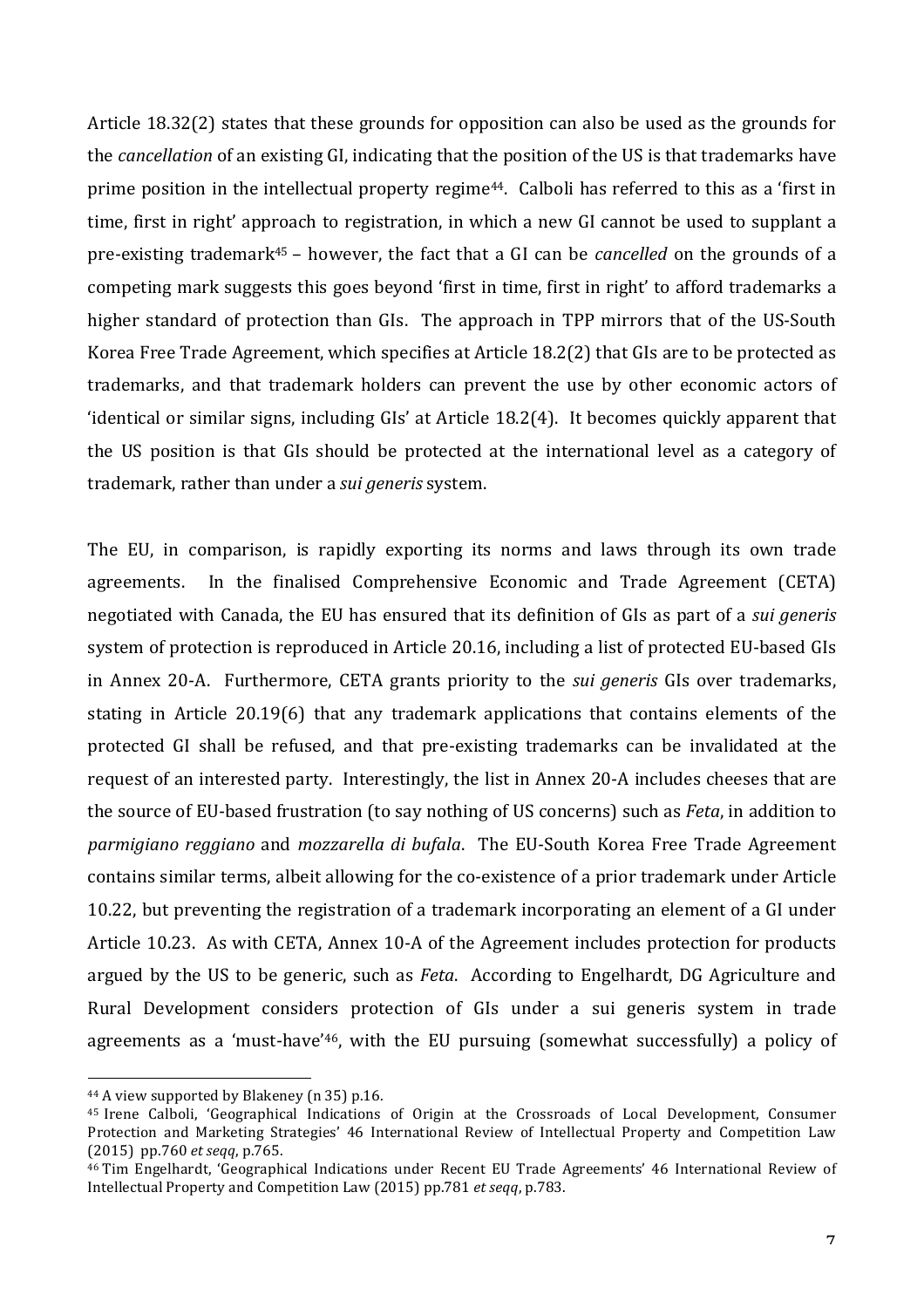Article 18.32(2) states that these grounds for opposition can also be used as the grounds for the *cancellation* of an existing GI, indicating that the position of the US is that trademarks have prime position in the intellectual property regime[44]. Calboli has referred to this as a 'first in time, first in right' approach to registration, in which a new GI cannot be used to supplant a pre-existing trademark[45] – however, the fact that a GI can be *cancelled* on the grounds of a competing mark suggests this goes beyond 'first in time, first in right' to afford trademarks a higher standard of protection than GIs. The approach in TPP mirrors that of the US-South Korea Free Trade Agreement, which specifies at Article 18.2(2) that GIs are to be protected as trademarks, and that trademark holders can prevent the use by other economic actors of 'identical or similar signs, including GIs' at Article 18.2(4). It becomes quickly apparent that the US position is that GIs should be protected at the international level as a category of trademark, rather than under a *sui generis* system.

The EU, in comparison, is rapidly exporting its norms and laws through its own trade agreements. In the finalised Comprehensive Economic and Trade Agreement (CETA) negotiated with Canada, the EU has ensured that its definition of GIs as part of a *sui generis* system of protection is reproduced in Article 20.16, including a list of protected EU-based GIs in Annex 20-A. Furthermore, CETA grants priority to the *sui generis* GIs over trademarks, stating in Article 20.19(6) that any trademark applications that contains elements of the protected GI shall be refused, and that pre-existing trademarks can be invalidated at the request of an interested party. Interestingly, the list in Annex 20-A includes cheeses that are the source of EU-based frustration (to say nothing of US concerns) such as *Feta*, in addition to *parmigiano reggiano* and *mozzarella di bufala*. The EU-South Korea Free Trade Agreement contains similar terms, albeit allowing for the co-existence of a prior trademark under Article 10.22, but preventing the registration of a trademark incorporating an element of a GI under Article 10.23. As with CETA, Annex 10-A of the Agreement includes protection for products argued by the US to be generic, such as *Feta*. According to Engelhardt, DG Agriculture and Rural Development considers protection of GIs under a sui generis system in trade agreements as a 'must-have'[46], with the EU pursuing (somewhat successfully) a policy of

---

[44] A view supported by Blakeney (n 35) p.16.

[45] Irene Calboli, 'Geographical Indications of Origin at the Crossroads of Local Development, Consumer Protection and Marketing Strategies' 46 International Review of Intellectual Property and Competition Law (2015) pp.760 *et seqq*, p.765.

[46] Tim Engelhardt, 'Geographical Indications under Recent EU Trade Agreements' 46 International Review of Intellectual Property and Competition Law (2015) pp.781 *et seqq*, p.783.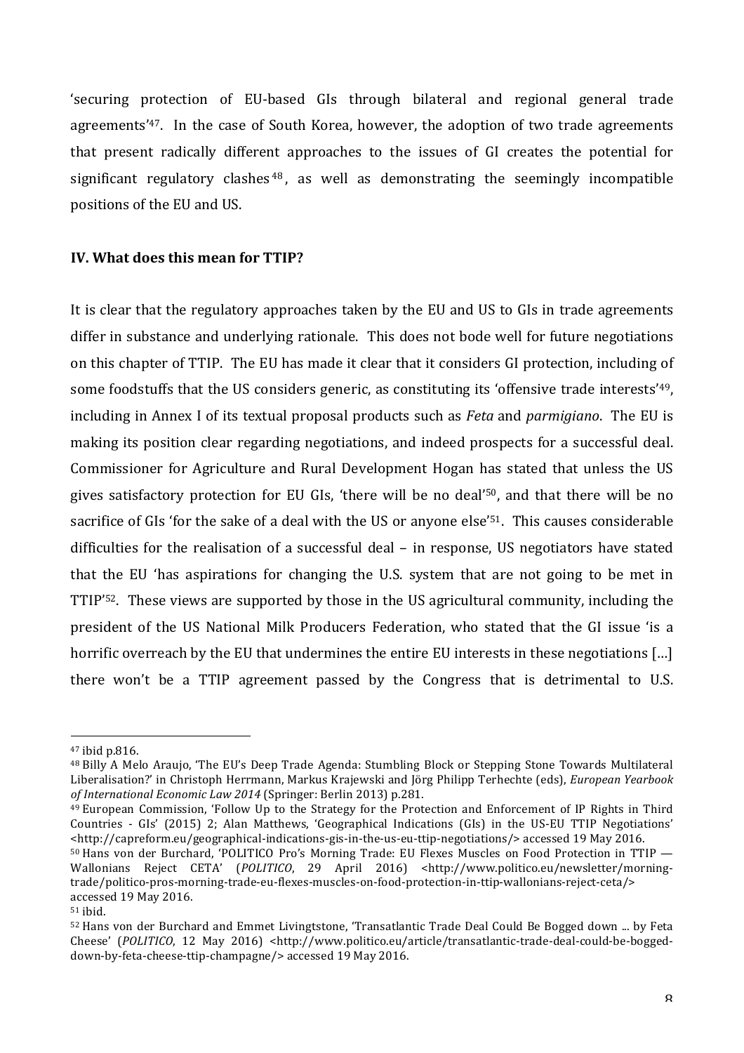'securing protection of EU-based GIs through bilateral and regional general trade agreements'[47]. In the case of South Korea, however, the adoption of two trade agreements that present radically different approaches to the issues of GI creates the potential for significant regulatory clashes[48], as well as demonstrating the seemingly incompatible positions of the EU and US.

**IV. What does this mean for TTIP?**

It is clear that the regulatory approaches taken by the EU and US to GIs in trade agreements differ in substance and underlying rationale. This does not bode well for future negotiations on this chapter of TTIP. The EU has made it clear that it considers GI protection, including of some foodstuffs that the US considers generic, as constituting its 'offensive trade interests'[49], including in Annex I of its textual proposal products such as *Feta* and *parmigiano*. The EU is making its position clear regarding negotiations, and indeed prospects for a successful deal. Commissioner for Agriculture and Rural Development Hogan has stated that unless the US gives satisfactory protection for EU GIs, 'there will be no deal'[50], and that there will be no sacrifice of GIs 'for the sake of a deal with the US or anyone else'[51]. This causes considerable difficulties for the realisation of a successful deal – in response, US negotiators have stated that the EU 'has aspirations for changing the U.S. system that are not going to be met in TTIP'[52]. These views are supported by those in the US agricultural community, including the president of the US National Milk Producers Federation, who stated that the GI issue 'is a horrific overreach by the EU that undermines the entire EU interests in these negotiations […] there won't be a TTIP agreement passed by the Congress that is detrimental to U.S.

---

[47] ibid p.816.

[48] Billy A Melo Araujo, 'The EU's Deep Trade Agenda: Stumbling Block or Stepping Stone Towards Multilateral Liberalisation?' in Christoph Herrmann, Markus Krajewski and Jörg Philipp Terhechte (eds), *European Yearbook of International Economic Law 2014* (Springer: Berlin 2013) p.281.

[49] European Commission, 'Follow Up to the Strategy for the Protection and Enforcement of IP Rights in Third Countries - GIs' (2015) 2; Alan Matthews, 'Geographical Indications (GIs) in the US-EU TTIP Negotiations' <http://capreform.eu/geographical-indications-gis-in-the-us-eu-ttip-negotiations/> accessed 19 May 2016.

[50] Hans von der Burchard, 'POLITICO Pro's Morning Trade: EU Flexes Muscles on Food Protection in TTIP — Wallonians Reject CETA' (*POLITICO*, 29 April 2016) <http://www.politico.eu/newsletter/morning-trade/politico-pros-morning-trade-eu-flexes-muscles-on-food-protection-in-ttip-wallonians-reject-ceta/> accessed 19 May 2016.

[51] ibid.

[52] Hans von der Burchard and Emmet Livingtstone, 'Transatlantic Trade Deal Could Be Bogged down ... by Feta Cheese' (*POLITICO*, 12 May 2016) <http://www.politico.eu/article/transatlantic-trade-deal-could-be-bogged-down-by-feta-cheese-ttip-champagne/> accessed 19 May 2016.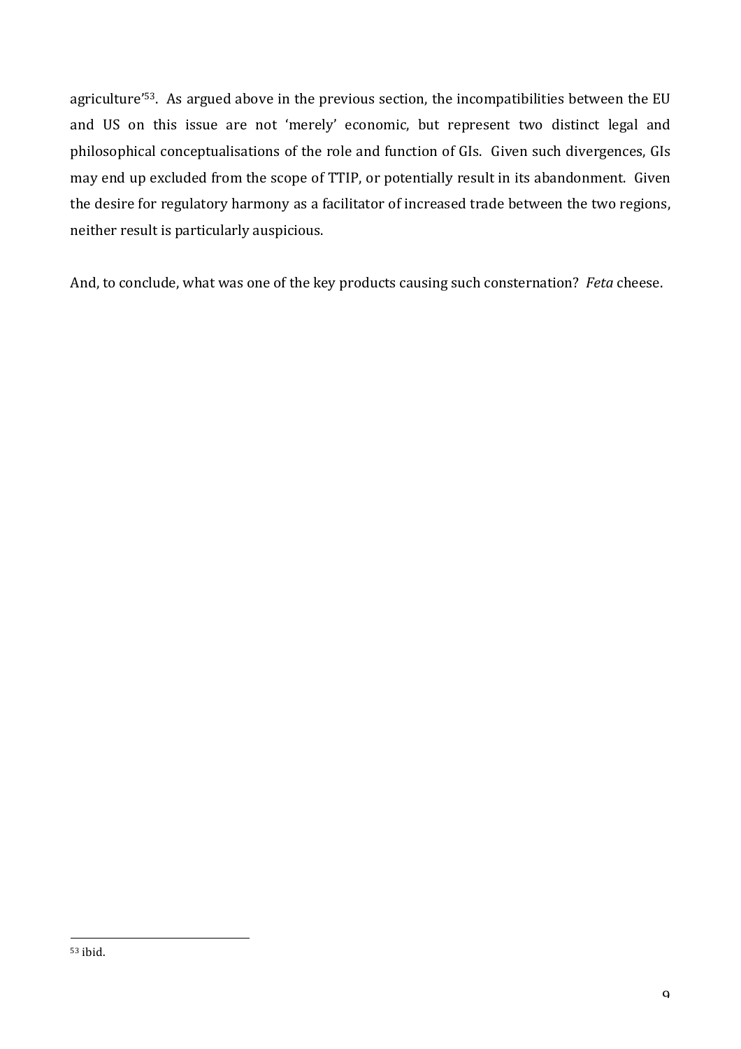agriculture'[53]. As argued above in the previous section, the incompatibilities between the EU and US on this issue are not 'merely' economic, but represent two distinct legal and philosophical conceptualisations of the role and function of GIs. Given such divergences, GIs may end up excluded from the scope of TTIP, or potentially result in its abandonment. Given the desire for regulatory harmony as a facilitator of increased trade between the two regions, neither result is particularly auspicious.

And, to conclude, what was one of the key products causing such consternation? *Feta* cheese.

---

[53] ibid.